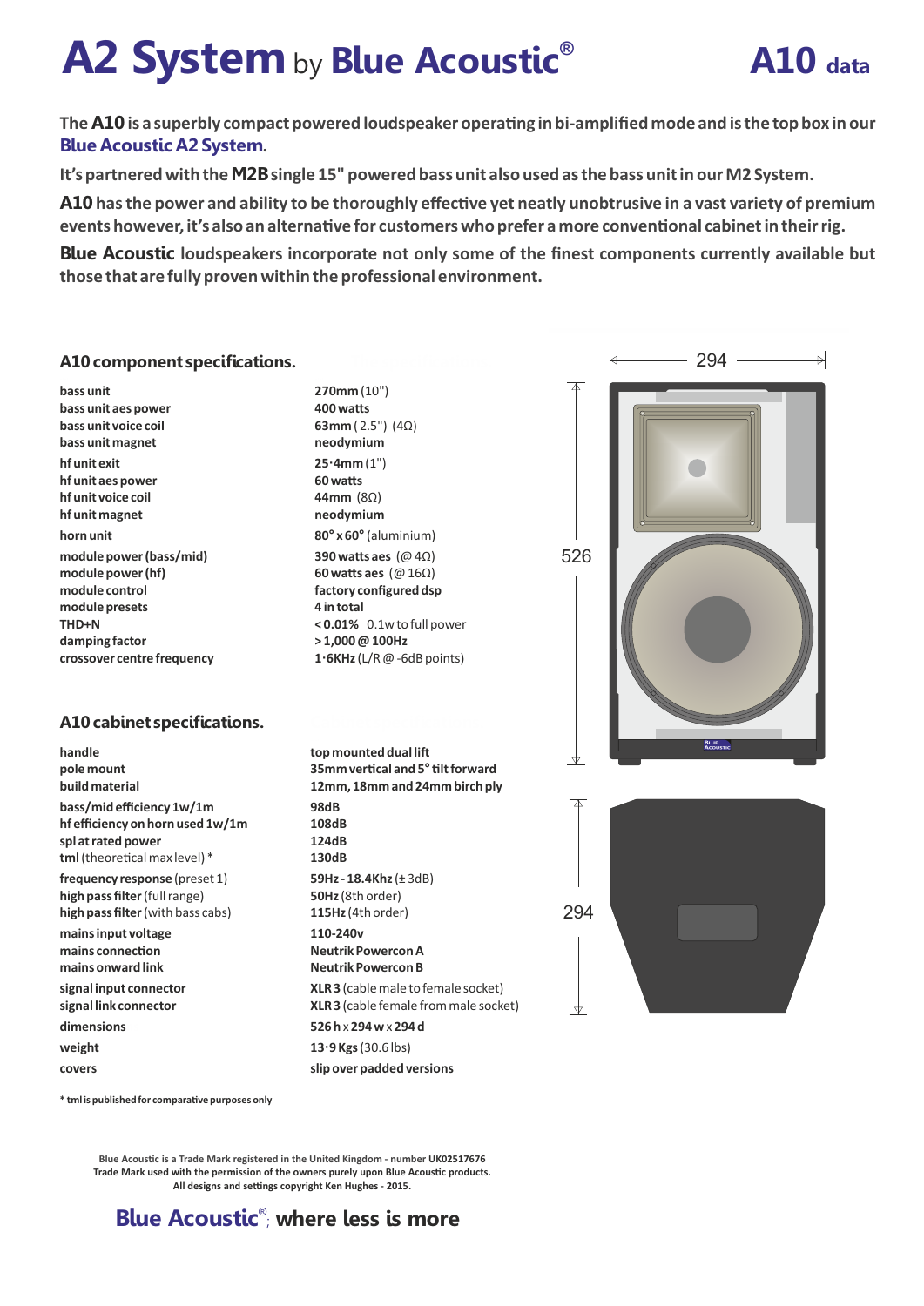# A2 System by Blue Acoustic® A10 data

The **A10** is a superbly compact powered loudspeaker operating in bi-amplified mode and is the top box in our **Blue Acoustic A2 System.**

It's partnered with the **M2B** single 15" powered bass unit also used as the bass unit in our M2 System.

**A10** has the power and ability to be thoroughly effective yet neatly unobtrusive in a vast variety of premium events however, it's also an alternative for customers who prefer a more conventional cabinet in their rig.

**Blue Acoustic** loudspeakers incorporate not only some of the finest components currently available but those that are fully proven within the professional environment.

## A10 component specifications.

| | |
|---|---|
| **bass unit** | **270mm** (10") |
| **bass unit aes power** | **400 watts** |
| **bass unit voice coil** | **63mm** ( 2.5") (4Ω) |
| **bass unit magnet** | **neodymium** |
| **hf unit exit** | **25·4mm** (1") |
| **hf unit aes power** | **60 watts** |
| **hf unit voice coil** | **44mm** (8Ω) |
| **hf unit magnet** | **neodymium** |
| **horn unit** | **80° x 60°** (aluminium) |
| **module power (bass/mid)** | **390 watts aes** (@ 4Ω) |
| **module power (hf)** | **60 watts aes** (@ 16Ω) |
| **module control** | **factory configured dsp** |
| **module presets** | **4 in total** |
| **THD+N** | **< 0.01%** 0.1w to full power |
| **damping factor** | **> 1,000 @ 100Hz** |
| **crossover centre frequency** | **1·6KHz** (L/R @ -6dB points) |

## A10 cabinet specifications.

| | |
|---|---|
| **handle** | **top mounted dual lift** |
| **pole mount** | **35mm vertical and 5° tilt forward** |
| **build material** | **12mm, 18mm and 24mm birch ply** |
| **bass/mid efficiency 1w/1m** | **98dB** |
| **hf efficiency on horn used 1w/1m** | **108dB** |
| **spl at rated power** | **124dB** |
| **tml** (theoretical max level) * | **130dB** |
| **frequency response** (preset 1) | **59Hz - 18.4Khz** (± 3dB) |
| **high pass filter** (full range) | **50Hz** (8th order) |
| **high pass filter** (with bass cabs) | **115Hz** (4th order) |
| **mains input voltage** | **110-240v** |
| **mains connection** | **Neutrik Powercon A** |
| **mains onward link** | **Neutrik Powercon B** |
| **signal input connector** | **XLR 3** (cable male to female socket) |
| **signal link connector** | **XLR 3** (cable female from male socket) |
| **dimensions** | **526 h** x **294 w** x **294 d** |
| **weight** | **13·9 Kgs** (30.6 lbs) |
| **covers** | **slip over padded versions** |

294

526

294

\* tml is published for comparative purposes only

Blue Acoustic is a Trade Mark registered in the United Kingdom - number UK02517676
Trade Mark used with the permission of the owners purely upon Blue Acoustic products.
All designs and settings copyright Ken Hughes - 2015.

**Blue Acoustic®; where less is more**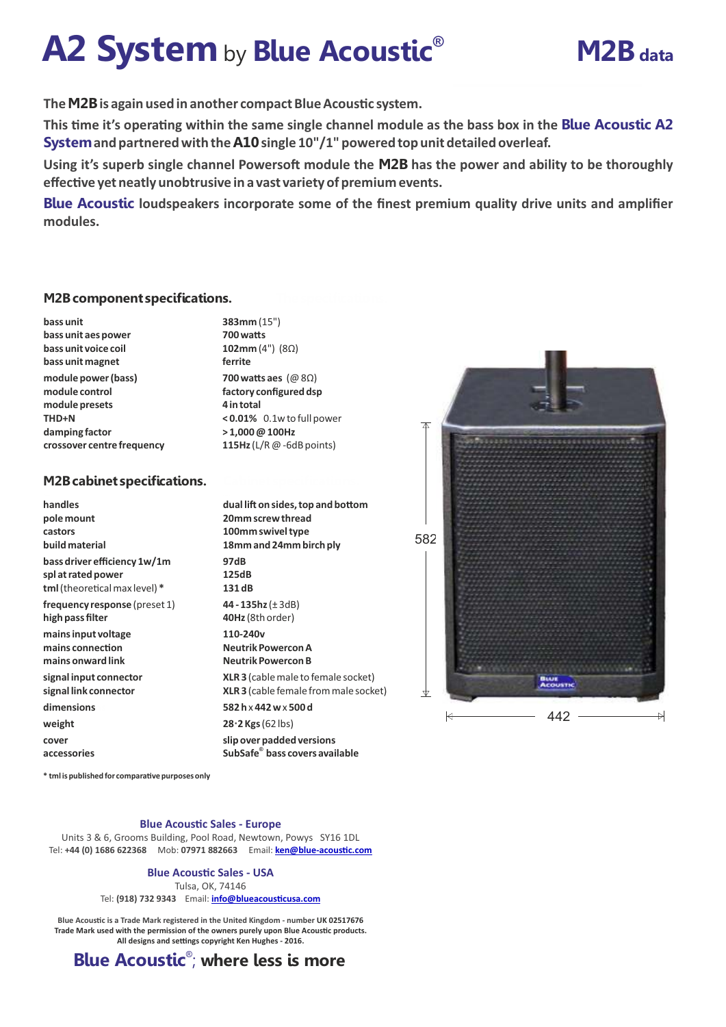# A2 System by Blue Acoustic®

# M2B data

The **M2B** is again used in another compact Blue Acoustic system.

This time it's operating within the same single channel module as the bass box in the **Blue Acoustic A2 System** and partnered with the **A10** single 10"/1" powered top unit detailed overleaf.

Using it's superb single channel Powersoft module the **M2B** has the power and ability to be thoroughly effective yet neatly unobtrusive in a vast variety of premium events.

**Blue Acoustic** loudspeakers incorporate some of the finest premium quality drive units and amplifier modules.

## M2B component specifications.

| | |
|---|---|
| bass unit | **383mm** (15") |
| bass unit aes power | **700 watts** |
| bass unit voice coil | **102mm** (4") (8Ω) |
| bass unit magnet | **ferrite** |
| module power (bass) | **700 watts aes** (@ 8Ω) |
| module control | **factory configured dsp** |
| module presets | **4 in total** |
| THD+N | **< 0.01%** 0.1w to full power |
| damping factor | **> 1,000 @ 100Hz** |
| crossover centre frequency | **115Hz** (L/R @ -6dB points) |

## M2B cabinet specifications.

| | |
|---|---|
| handles | **dual lift on sides, top and bottom** |
| pole mount | **20mm screw thread** |
| castors | **100mm swivel type** |
| build material | **18mm and 24mm birch ply** |
| bass driver efficiency 1w/1m | **97dB** |
| spl at rated power | **125dB** |
| tml (theoretical max level) * | **131 dB** |
| frequency response (preset 1) | **44 - 135hz** (± 3dB) |
| high pass filter | **40Hz** (8th order) |
| mains input voltage | **110-240v** |
| mains connection | **Neutrik Powercon A** |
| mains onward link | **Neutrik Powercon B** |
| signal input connector | **XLR 3** (cable male to female socket) |
| signal link connector | **XLR 3** (cable female from male socket) |
| dimensions | **582 h x 442 w x 500 d** |
| weight | **28·2 Kgs** (62 lbs) |
| cover | **slip over padded versions** |
| accessories | **SubSafe® bass covers available** |

582

442

\* tml is published for comparative purposes only

**Blue Acoustic Sales - Europe**
Units 3 & 6, Grooms Building, Pool Road, Newtown, Powys SY16 1DL
Tel: **+44 (0) 1686 622368** Mob: **07971 882663** Email: **ken@blue-acoustic.com**

**Blue Acoustic Sales - USA**
Tulsa, OK, 74146
Tel: **(918) 732 9343** Email: **info@blueacousticusa.com**

**Blue Acoustic is a Trade Mark registered in the United Kingdom - number UK 02517676**
**Trade Mark used with the permission of the owners purely upon Blue Acoustic products.**
**All designs and settings copyright Ken Hughes - 2016.**

**Blue Acoustic®; where less is more**